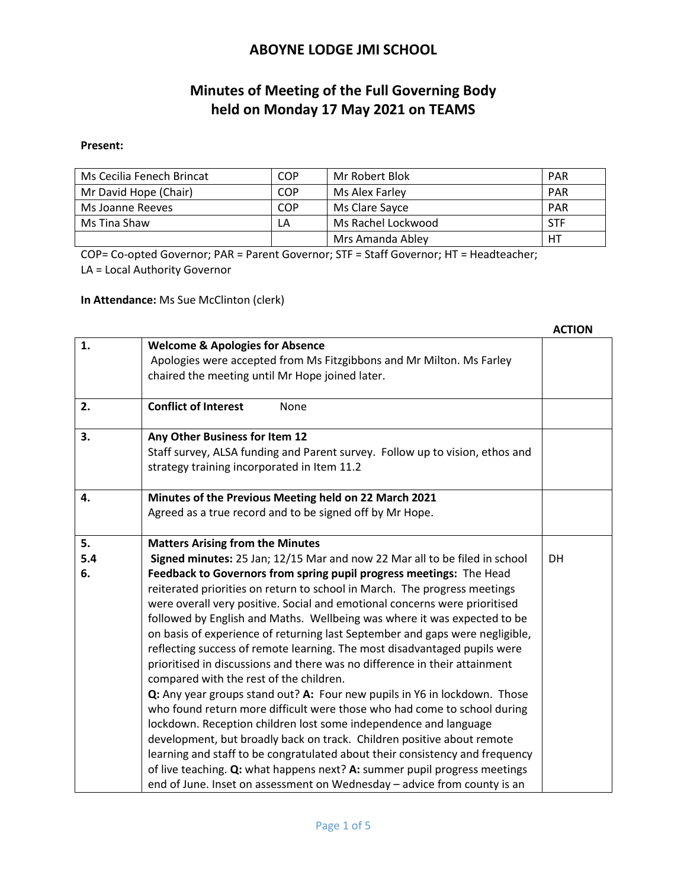# ABOYNE LODGE JMI SCHOOL

## Minutes of Meeting of the Full Governing Body held on Monday 17 May 2021 on TEAMS

**Present:**

| | | | |
|---|---|---|---|
| Ms Cecilia Fenech Brincat | COP | Mr Robert Blok | PAR |
| Mr David Hope (Chair) | COP | Ms Alex Farley | PAR |
| Ms Joanne Reeves | COP | Ms Clare Sayce | PAR |
| Ms Tina Shaw | LA | Ms Rachel Lockwood | STF |
| | | Mrs Amanda Abley | HT |

COP= Co-opted Governor; PAR = Parent Governor; STF = Staff Governor; HT = Headteacher; LA = Local Authority Governor

**In Attendance:** Ms Sue McClinton (clerk)

| | | ACTION |
|---|---|---|
| 1. | **Welcome & Apologies for Absence**<br>Apologies were accepted from Ms Fitzgibbons and Mr Milton. Ms Farley chaired the meeting until Mr Hope joined later. | |
| 2. | **Conflict of Interest** None | |
| 3. | **Any Other Business for Item 12**<br>Staff survey, ALSA funding and Parent survey. Follow up to vision, ethos and strategy training incorporated in Item 11.2 | |
| 4. | **Minutes of the Previous Meeting held on 22 March 2021**<br>Agreed as a true record and to be signed off by Mr Hope. | |
| 5.<br>5.4<br>6. | **Matters Arising from the Minutes**<br>**Signed minutes:** 25 Jan; 12/15 Mar and now 22 Mar all to be filed in school<br>**Feedback to Governors from spring pupil progress meetings:** The Head reiterated priorities on return to school in March. The progress meetings were overall very positive. Social and emotional concerns were prioritised followed by English and Maths. Wellbeing was where it was expected to be on basis of experience of returning last September and gaps were negligible, reflecting success of remote learning. The most disadvantaged pupils were prioritised in discussions and there was no difference in their attainment compared with the rest of the children.<br>**Q:** Any year groups stand out? **A:** Four new pupils in Y6 in lockdown. Those who found return more difficult were those who had come to school during lockdown. Reception children lost some independence and language development, but broadly back on track. Children positive about remote learning and staff to be congratulated about their consistency and frequency of live teaching. **Q:** what happens next? **A:** summer pupil progress meetings end of June. Inset on assessment on Wednesday – advice from county is an | DH |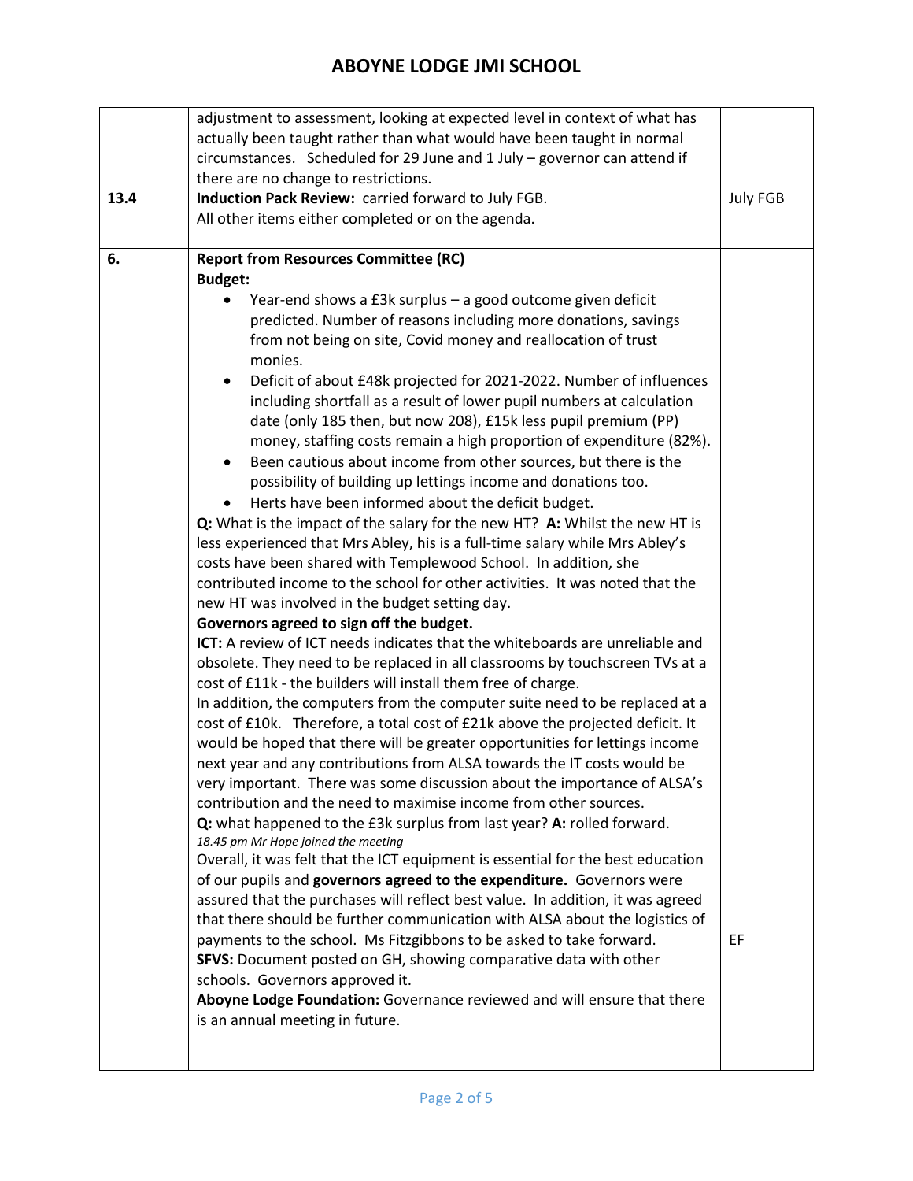| | | |
|---|---|---|
| 13.4 | adjustment to assessment, looking at expected level in context of what has actually been taught rather than what would have been taught in normal circumstances. Scheduled for 29 June and 1 July – governor can attend if there are no change to restrictions.<br>**Induction Pack Review:** carried forward to July FGB.<br>All other items either completed or on the agenda. | July FGB |
| 6. | **Report from Resources Committee (RC)**<br>**Budget:**<br>• Year-end shows a £3k surplus – a good outcome given deficit predicted. Number of reasons including more donations, savings from not being on site, Covid money and reallocation of trust monies.<br>• Deficit of about £48k projected for 2021-2022. Number of influences including shortfall as a result of lower pupil numbers at calculation date (only 185 then, but now 208), £15k less pupil premium (PP) money, staffing costs remain a high proportion of expenditure (82%).<br>• Been cautious about income from other sources, but there is the possibility of building up lettings income and donations too.<br>• Herts have been informed about the deficit budget.<br>**Q:** What is the impact of the salary for the new HT? **A:** Whilst the new HT is less experienced that Mrs Abley, his is a full-time salary while Mrs Abley's costs have been shared with Templewood School. In addition, she contributed income to the school for other activities. It was noted that the new HT was involved in the budget setting day.<br>**Governors agreed to sign off the budget.**<br>**ICT:** A review of ICT needs indicates that the whiteboards are unreliable and obsolete. They need to be replaced in all classrooms by touchscreen TVs at a cost of £11k - the builders will install them free of charge.<br>In addition, the computers from the computer suite need to be replaced at a cost of £10k. Therefore, a total cost of £21k above the projected deficit. It would be hoped that there will be greater opportunities for lettings income next year and any contributions from ALSA towards the IT costs would be very important. There was some discussion about the importance of ALSA's contribution and the need to maximise income from other sources.<br>**Q:** what happened to the £3k surplus from last year? **A:** rolled forward.<br>*18.45 pm Mr Hope joined the meeting*<br>Overall, it was felt that the ICT equipment is essential for the best education of our pupils and **governors agreed to the expenditure.** Governors were assured that the purchases will reflect best value. In addition, it was agreed that there should be further communication with ALSA about the logistics of payments to the school. Ms Fitzgibbons to be asked to take forward.<br>**SFVS:** Document posted on GH, showing comparative data with other schools. Governors approved it.<br>**Aboyne Lodge Foundation:** Governance reviewed and will ensure that there is an annual meeting in future. | EF |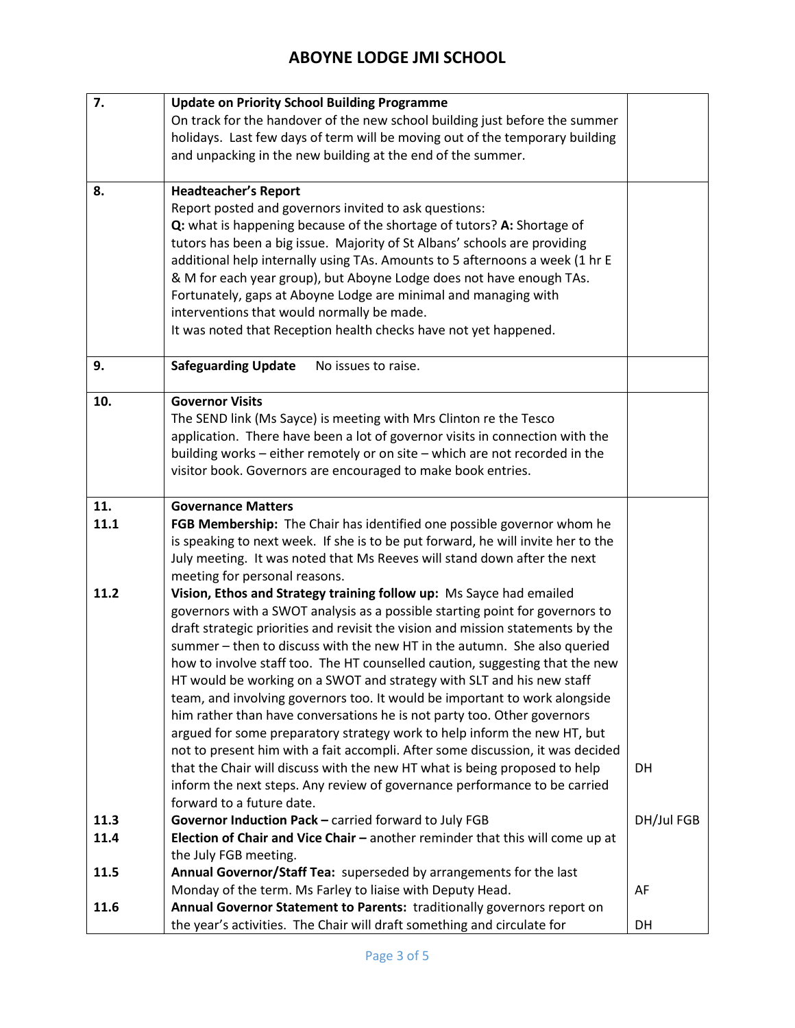| | | |
|---|---|---|
| 7. | **Update on Priority School Building Programme**<br>On track for the handover of the new school building just before the summer holidays. Last few days of term will be moving out of the temporary building and unpacking in the new building at the end of the summer. | |
| 8. | **Headteacher's Report**<br>Report posted and governors invited to ask questions:<br>**Q:** what is happening because of the shortage of tutors? **A:** Shortage of tutors has been a big issue. Majority of St Albans' schools are providing additional help internally using TAs. Amounts to 5 afternoons a week (1 hr E & M for each year group), but Aboyne Lodge does not have enough TAs. Fortunately, gaps at Aboyne Lodge are minimal and managing with interventions that would normally be made.<br>It was noted that Reception health checks have not yet happened. | |
| 9. | **Safeguarding Update** No issues to raise. | |
| 10. | **Governor Visits**<br>The SEND link (Ms Sayce) is meeting with Mrs Clinton re the Tesco application. There have been a lot of governor visits in connection with the building works – either remotely or on site – which are not recorded in the visitor book. Governors are encouraged to make book entries. | |
| 11. | **Governance Matters** | |
| 11.1 | **FGB Membership:** The Chair has identified one possible governor whom he is speaking to next week. If she is to be put forward, he will invite her to the July meeting. It was noted that Ms Reeves will stand down after the next meeting for personal reasons. | |
| 11.2 | **Vision, Ethos and Strategy training follow up:** Ms Sayce had emailed governors with a SWOT analysis as a possible starting point for governors to draft strategic priorities and revisit the vision and mission statements by the summer – then to discuss with the new HT in the autumn. She also queried how to involve staff too. The HT counselled caution, suggesting that the new HT would be working on a SWOT and strategy with SLT and his new staff team, and involving governors too. It would be important to work alongside him rather than have conversations he is not party too. Other governors argued for some preparatory strategy work to help inform the new HT, but not to present him with a fait accompli. After some discussion, it was decided that the Chair will discuss with the new HT what is being proposed to help inform the next steps. Any review of governance performance to be carried forward to a future date. | DH |
| 11.3 | **Governor Induction Pack –** carried forward to July FGB | DH/Jul FGB |
| 11.4 | **Election of Chair and Vice Chair –** another reminder that this will come up at the July FGB meeting. | |
| 11.5 | **Annual Governor/Staff Tea:** superseded by arrangements for the last Monday of the term. Ms Farley to liaise with Deputy Head. | AF |
| 11.6 | **Annual Governor Statement to Parents:** traditionally governors report on the year's activities. The Chair will draft something and circulate for | DH |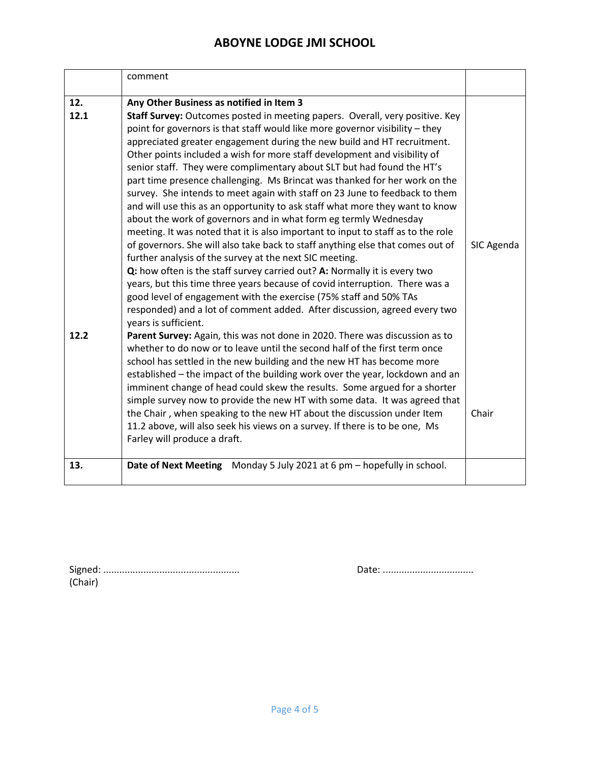| | | |
|---|---|---|
| | comment | |
| 12.<br>12.1 | **Any Other Business as notified in Item 3**<br>**Staff Survey:** Outcomes posted in meeting papers. Overall, very positive. Key point for governors is that staff would like more governor visibility – they appreciated greater engagement during the new build and HT recruitment. Other points included a wish for more staff development and visibility of senior staff. They were complimentary about SLT but had found the HT's part time presence challenging. Ms Brincat was thanked for her work on the survey. She intends to meet again with staff on 23 June to feedback to them and will use this as an opportunity to ask staff what more they want to know about the work of governors and in what form eg termly Wednesday meeting. It was noted that it is also important to input to staff as to the role of governors. She will also take back to staff anything else that comes out of further analysis of the survey at the next SIC meeting.<br>**Q:** how often is the staff survey carried out? **A:** Normally it is every two years, but this time three years because of covid interruption. There was a good level of engagement with the exercise (75% staff and 50% TAs responded) and a lot of comment added. After discussion, agreed every two years is sufficient. | SIC Agenda |
| 12.2 | **Parent Survey:** Again, this was not done in 2020. There was discussion as to whether to do now or to leave until the second half of the first term once school has settled in the new building and the new HT has become more established – the impact of the building work over the year, lockdown and an imminent change of head could skew the results. Some argued for a shorter simple survey now to provide the new HT with some data. It was agreed that the Chair , when speaking to the new HT about the discussion under Item 11.2 above, will also seek his views on a survey. If there is to be one, Ms Farley will produce a draft. | Chair |
| 13. | **Date of Next Meeting** Monday 5 July 2021 at 6 pm – hopefully in school. | |

Signed: .................................................. (Chair)

Date: .................................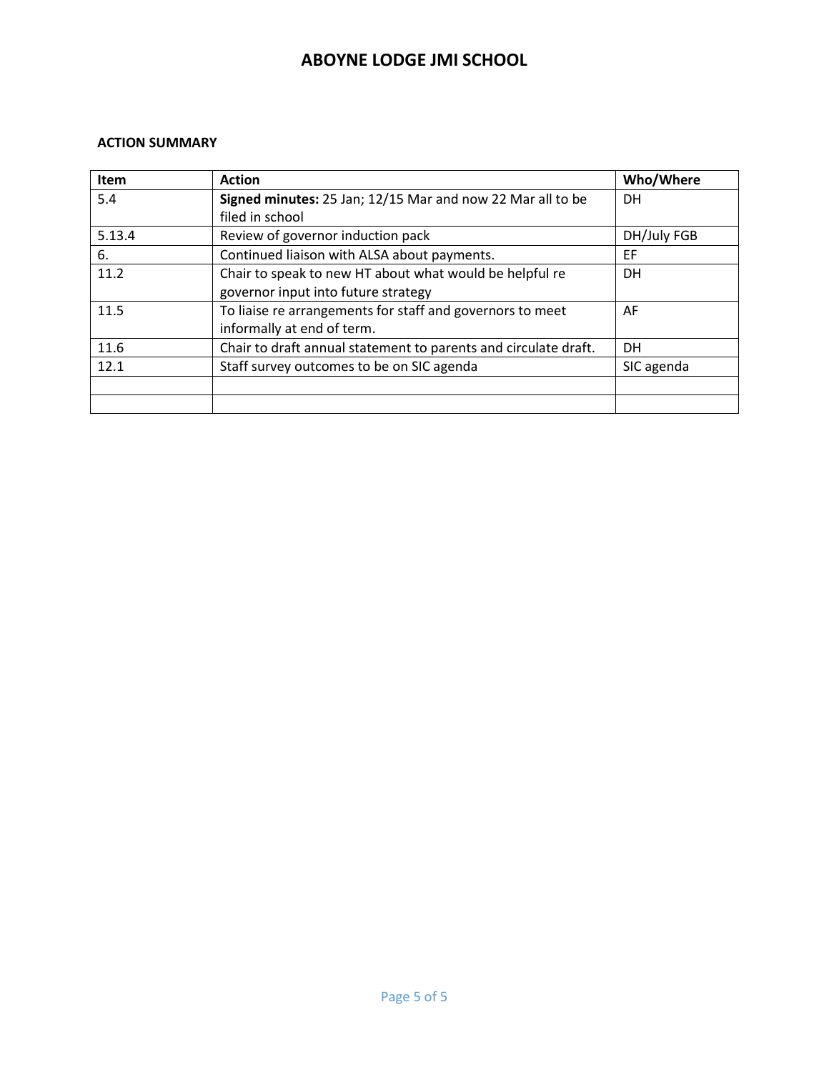**ACTION SUMMARY**

| Item | Action | Who/Where |
|---|---|---|
| 5.4 | **Signed minutes:** 25 Jan; 12/15 Mar and now 22 Mar all to be filed in school | DH |
| 5.13.4 | Review of governor induction pack | DH/July FGB |
| 6. | Continued liaison with ALSA about payments. | EF |
| 11.2 | Chair to speak to new HT about what would be helpful re governor input into future strategy | DH |
| 11.5 | To liaise re arrangements for staff and governors to meet informally at end of term. | AF |
| 11.6 | Chair to draft annual statement to parents and circulate draft. | DH |
| 12.1 | Staff survey outcomes to be on SIC agenda | SIC agenda |
| | | |
| | | |